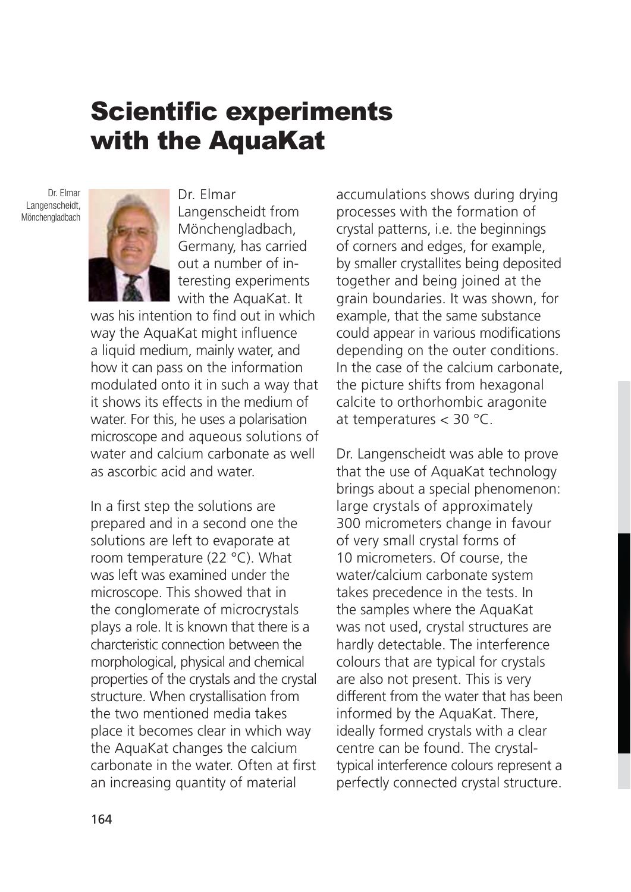# Scientific experiments with the AquaKat

Dr. Elmar Langenscheidt, Mönchengladbach

Dr. Elmar Langenscheidt from Mönchengladbach, Germany, has carried out a number of interesting experiments with the AquaKat. It was his intention to find out in which way the AquaKat might influence a liquid medium, mainly water, and how it can pass on the information modulated onto it in such a way that it shows its effects in the medium of water. For this, he uses a polarisation microscope and aqueous solutions of water and calcium carbonate as well as ascorbic acid and water.

In a first step the solutions are prepared and in a second one the solutions are left to evaporate at room temperature (22 °C). What was left was examined under the microscope. This showed that in the conglomerate of microcrystals plays a role. It is known that there is a charcteristic connection between the morphological, physical and chemical properties of the crystals and the crystal structure. When crystallisation from the two mentioned media takes place it becomes clear in which way the AquaKat changes the calcium carbonate in the water. Often at first an increasing quantity of material accumulations shows during drying processes with the formation of crystal patterns, i.e. the beginnings of corners and edges, for example, by smaller crystallites being deposited together and being joined at the grain boundaries. It was shown, for example, that the same substance could appear in various modifications depending on the outer conditions. In the case of the calcium carbonate, the picture shifts from hexagonal calcite to orthorhombic aragonite at temperatures < 30 °C.

Dr. Langenscheidt was able to prove that the use of AquaKat technology brings about a special phenomenon: large crystals of approximately 300 micrometers change in favour of very small crystal forms of 10 micrometers. Of course, the water/calcium carbonate system takes precedence in the tests. In the samples where the AquaKat was not used, crystal structures are hardly detectable. The interference colours that are typical for crystals are also not present. This is very different from the water that has been informed by the AquaKat. There, ideally formed crystals with a clear centre can be found. The crystal-typical interference colours represent a perfectly connected crystal structure.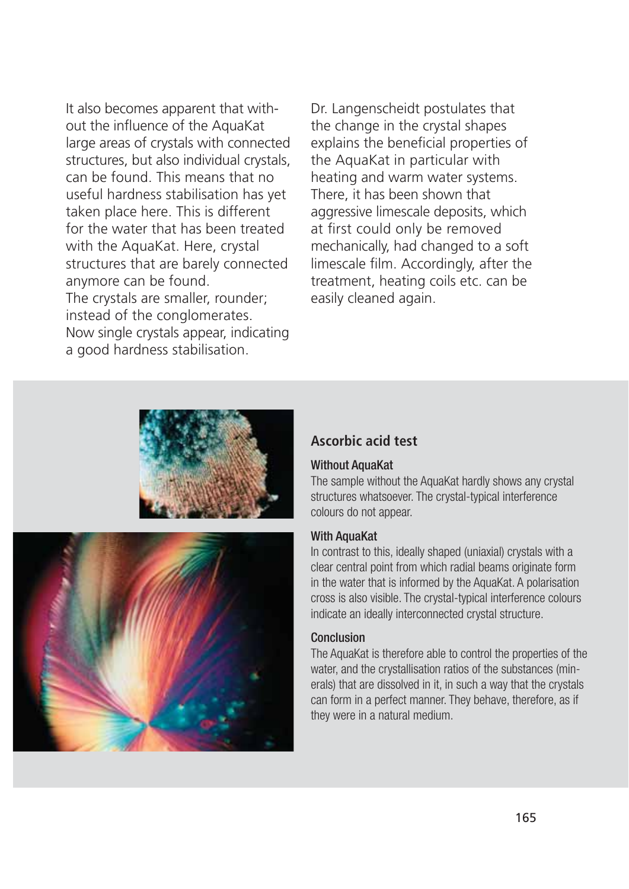It also becomes apparent that without the influence of the AquaKat large areas of crystals with connected structures, but also individual crystals, can be found. This means that no useful hardness stabilisation has yet taken place here. This is different for the water that has been treated with the AquaKat. Here, crystal structures that are barely connected anymore can be found.
The crystals are smaller, rounder; instead of the conglomerates.
Now single crystals appear, indicating a good hardness stabilisation.

Dr. Langenscheidt postulates that the change in the crystal shapes explains the beneficial properties of the AquaKat in particular with heating and warm water systems. There, it has been shown that aggressive limescale deposits, which at first could only be removed mechanically, had changed to a soft limescale film. Accordingly, after the treatment, heating coils etc. can be easily cleaned again.

## Ascorbic acid test

**Without AquaKat**

The sample without the AquaKat hardly shows any crystal structures whatsoever. The crystal-typical interference colours do not appear.

**With AquaKat**

In contrast to this, ideally shaped (uniaxial) crystals with a clear central point from which radial beams originate form in the water that is informed by the AquaKat. A polarisation cross is also visible. The crystal-typical interference colours indicate an ideally interconnected crystal structure.

**Conclusion**

The AquaKat is therefore able to control the properties of the water, and the crystallisation ratios of the substances (minerals) that are dissolved in it, in such a way that the crystals can form in a perfect manner. They behave, therefore, as if they were in a natural medium.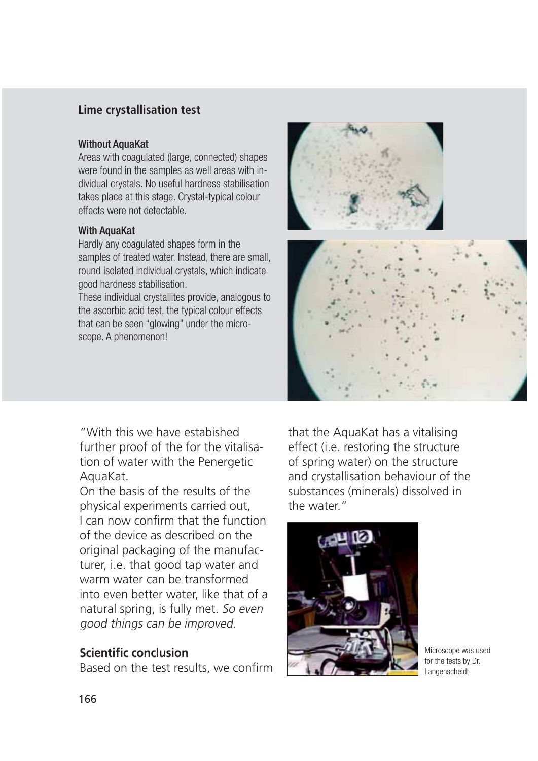## Lime crystallisation test

### Without AquaKat

Areas with coagulated (large, connected) shapes were found in the samples as well areas with individual crystals. No useful hardness stabilisation takes place at this stage. Crystal-typical colour effects were not detectable.

### With AquaKat

Hardly any coagulated shapes form in the samples of treated water. Instead, there are small, round isolated individual crystals, which indicate good hardness stabilisation.
These individual crystallites provide, analogous to the ascorbic acid test, the typical colour effects that can be seen "glowing" under the microscope. A phenomenon!

"With this we have estabished further proof of the for the vitalisation of water with the Penergetic AquaKat.
On the basis of the results of the physical experiments carried out, I can now confirm that the function of the device as described on the original packaging of the manufacturer, i.e. that good tap water and warm water can be transformed into even better water, like that of a natural spring, is fully met. *So even good things can be improved.*

**Scientific conclusion**

Based on the test results, we confirm that the AquaKat has a vitalising effect (i.e. restoring the structure of spring water) on the structure and crystallisation behaviour of the substances (minerals) dissolved in the water."

Microscope was used for the tests by Dr. Langenscheidt